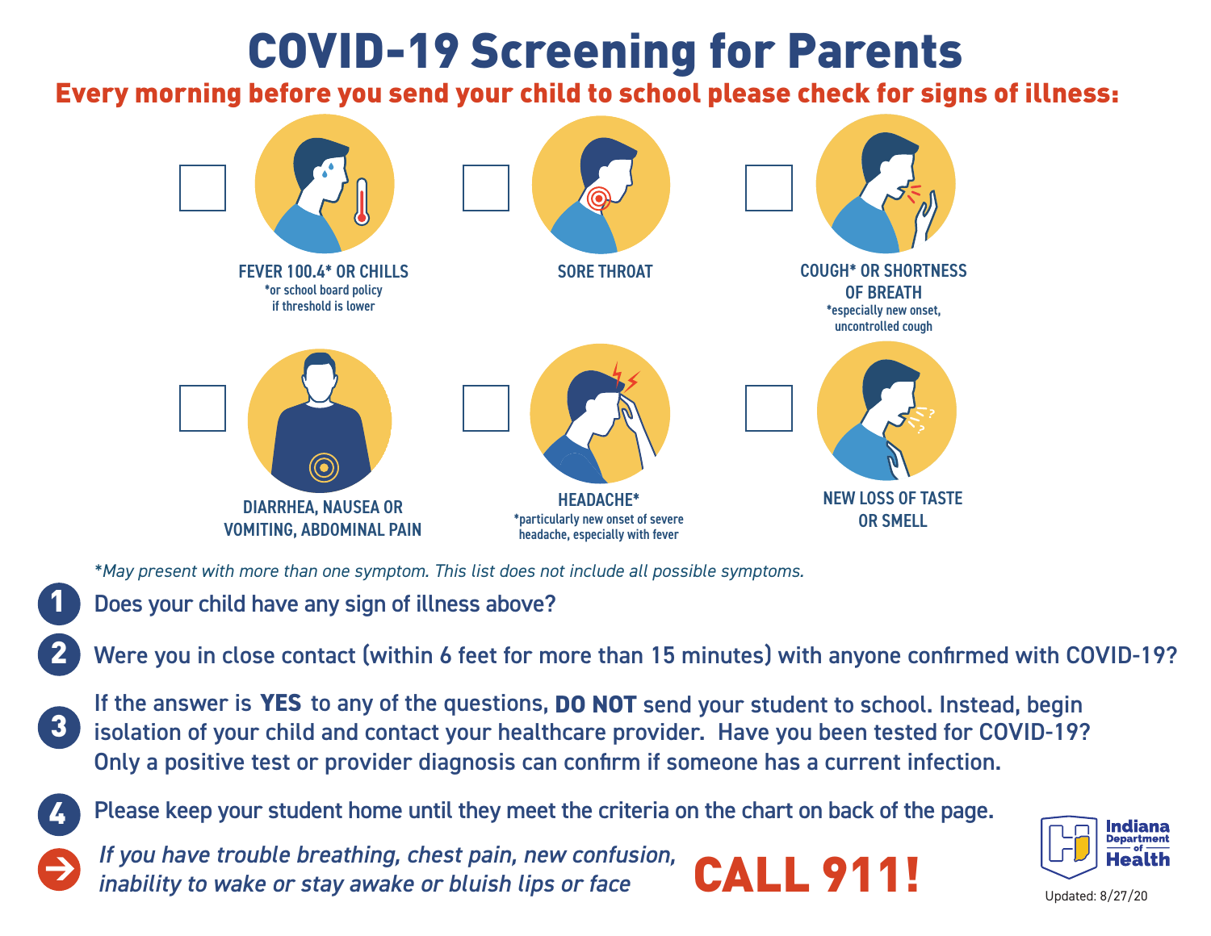# COVID-19 Screening for Parents

## Every morning before you send your child to school please check for signs of illness:

- [ ] FEVER 100.4* OR CHILLS
  *or school board policy if threshold is lower
- [ ] SORE THROAT
- [ ] COUGH* OR SHORTNESS OF BREATH
  *especially new onset, uncontrolled cough
- [ ] DIARRHEA, NAUSEA OR VOMITING, ABDOMINAL PAIN
- [ ] HEADACHE*
  *particularly new onset of severe headache, especially with fever
- [ ] NEW LOSS OF TASTE OR SMELL

*\*May present with more than one symptom. This list does not include all possible symptoms.*

1. Does your child have any sign of illness above?
2. Were you in close contact (within 6 feet for more than 15 minutes) with anyone confirmed with COVID-19?
3. If the answer is **YES** to any of the questions, **DO NOT** send your student to school. Instead, begin isolation of your child and contact your healthcare provider. Have you been tested for COVID-19? Only a positive test or provider diagnosis can confirm if someone has a current infection.
4. Please keep your student home until they meet the criteria on the chart on back of the page.

➔ *If you have trouble breathing, chest pain, new confusion, inability to wake or stay awake or bluish lips or face* **CALL 911!**

Indiana Department of Health

Updated: 8/27/20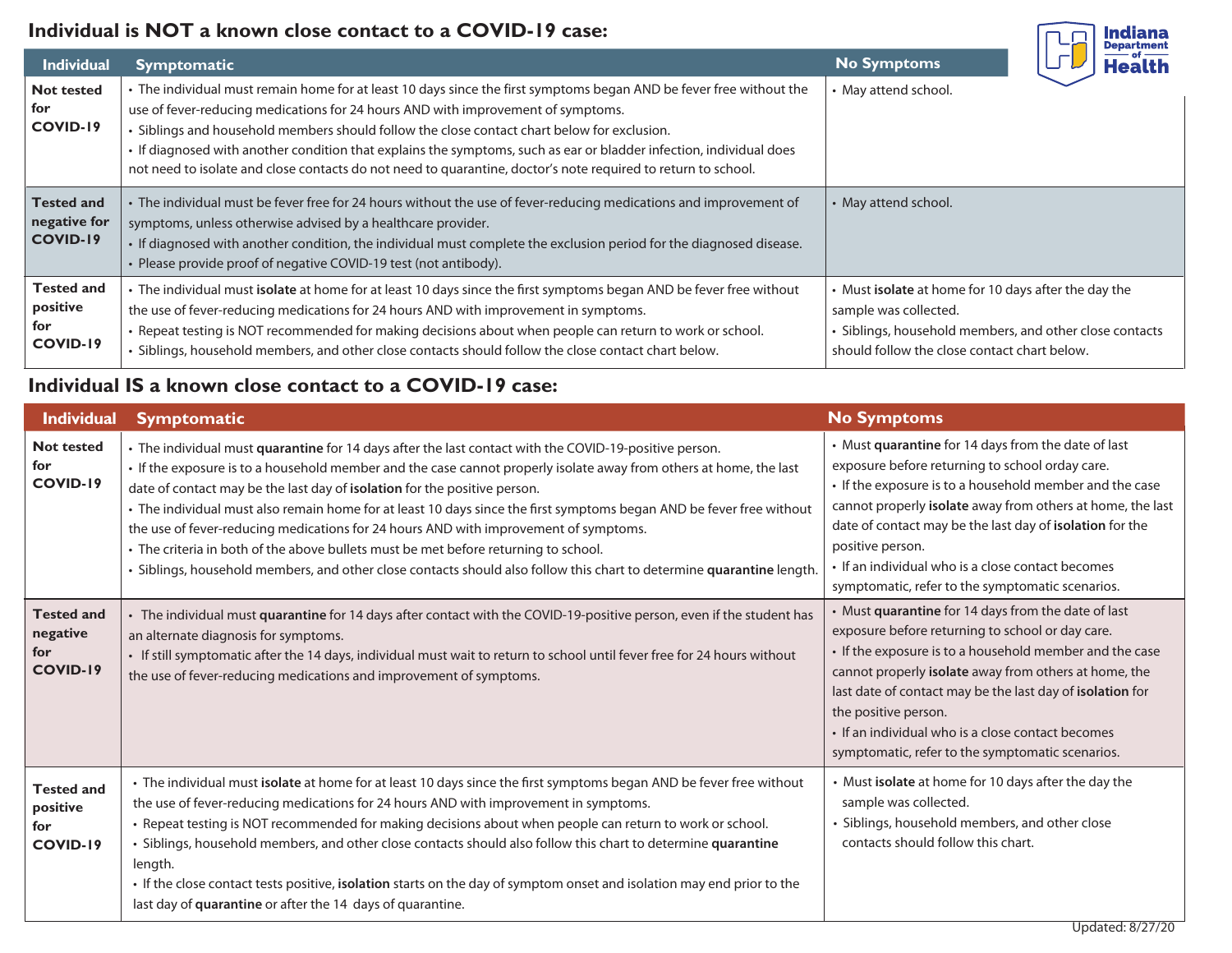## Individual is NOT a known close contact to a COVID-19 case:

| Individual | Symptomatic | No Symptoms |
|---|---|---|
| **Not tested for COVID-19** | • The individual must remain home for at least 10 days since the first symptoms began AND be fever free without the use of fever-reducing medications for 24 hours AND with improvement of symptoms.<br>• Siblings and household members should follow the close contact chart below for exclusion.<br>• If diagnosed with another condition that explains the symptoms, such as ear or bladder infection, individual does not need to isolate and close contacts do not need to quarantine, doctor's note required to return to school. | • May attend school. |
| **Tested and negative for COVID-19** | • The individual must be fever free for 24 hours without the use of fever-reducing medications and improvement of symptoms, unless otherwise advised by a healthcare provider.<br>• If diagnosed with another condition, the individual must complete the exclusion period for the diagnosed disease.<br>• Please provide proof of negative COVID-19 test (not antibody). | • May attend school. |
| **Tested and positive for COVID-19** | • The individual must **isolate** at home for at least 10 days since the first symptoms began AND be fever free without the use of fever-reducing medications for 24 hours AND with improvement in symptoms.<br>• Repeat testing is NOT recommended for making decisions about when people can return to work or school.<br>• Siblings, household members, and other close contacts should follow the close contact chart below. | • Must **isolate** at home for 10 days after the day the sample was collected.<br>• Siblings, household members, and other close contacts should follow the close contact chart below. |

## Individual IS a known close contact to a COVID-19 case:

| Individual | Symptomatic | No Symptoms |
|---|---|---|
| **Not tested for COVID-19** | • The individual must **quarantine** for 14 days after the last contact with the COVID-19-positive person.<br>• If the exposure is to a household member and the case cannot properly isolate away from others at home, the last date of contact may be the last day of **isolation** for the positive person.<br>• The individual must also remain home for at least 10 days since the first symptoms began AND be fever free without the use of fever-reducing medications for 24 hours AND with improvement of symptoms.<br>• The criteria in both of the above bullets must be met before returning to school.<br>• Siblings, household members, and other close contacts should also follow this chart to determine **quarantine** length. | • Must **quarantine** for 14 days from the date of last exposure before returning to school orday care.<br>• If the exposure is to a household member and the case cannot properly **isolate** away from others at home, the last date of contact may be the last day of **isolation** for the positive person.<br>• If an individual who is a close contact becomes symptomatic, refer to the symptomatic scenarios. |
| **Tested and negative for COVID-19** | • The individual must **quarantine** for 14 days after contact with the COVID-19-positive person, even if the student has an alternate diagnosis for symptoms.<br>• If still symptomatic after the 14 days, individual must wait to return to school until fever free for 24 hours without the use of fever-reducing medications and improvement of symptoms. | • Must **quarantine** for 14 days from the date of last exposure before returning to school or day care.<br>• If the exposure is to a household member and the case cannot properly **isolate** away from others at home, the last date of contact may be the last day of **isolation** for the positive person.<br>• If an individual who is a close contact becomes symptomatic, refer to the symptomatic scenarios. |
| **Tested and positive for COVID-19** | • The individual must **isolate** at home for at least 10 days since the first symptoms began AND be fever free without the use of fever-reducing medications for 24 hours AND with improvement in symptoms.<br>• Repeat testing is NOT recommended for making decisions about when people can return to work or school.<br>• Siblings, household members, and other close contacts should also follow this chart to determine **quarantine** length.<br>• If the close contact tests positive, **isolation** starts on the day of symptom onset and isolation may end prior to the last day of **quarantine** or after the 14 days of quarantine. | • Must **isolate** at home for 10 days after the day the sample was collected.<br>• Siblings, household members, and other close contacts should follow this chart. |

Updated: 8/27/20